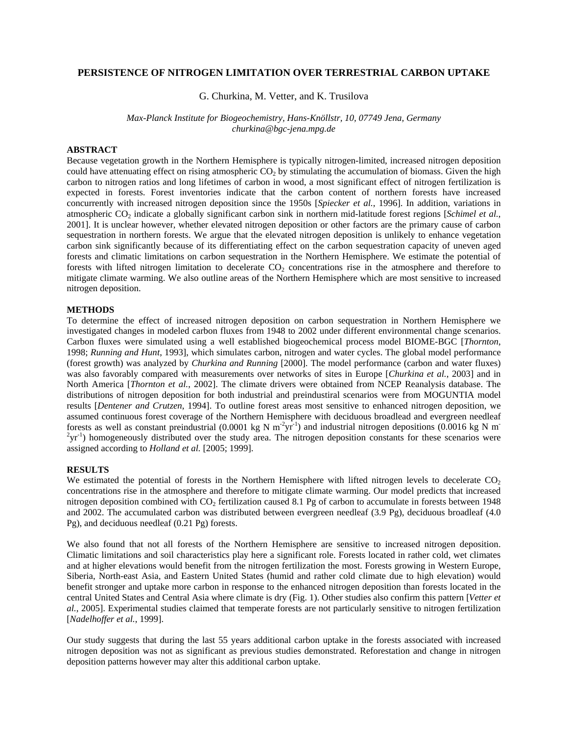# PERSISTENCE OF NITROGEN LIMITATION OVER TERRESTRIAL CARBON UPTAKE

G. Churkina, M. Vetter, and K. Trusilova

*Max-Planck Institute for Biogeochemistry, Hans-Knöllstr, 10, 07749 Jena, Germany*
*churkina@bgc-jena.mpg.de*

## ABSTRACT

Because vegetation growth in the Northern Hemisphere is typically nitrogen-limited, increased nitrogen deposition could have attenuating effect on rising atmospheric $CO_2$ by stimulating the accumulation of biomass. Given the high carbon to nitrogen ratios and long lifetimes of carbon in wood, a most significant effect of nitrogen fertilization is expected in forests. Forest inventories indicate that the carbon content of northern forests have increased concurrently with increased nitrogen deposition since the 1950s [*Spiecker et al.*, 1996]. In addition, variations in atmospheric $CO_2$ indicate a globally significant carbon sink in northern mid-latitude forest regions [*Schimel et al.*, 2001]. It is unclear however, whether elevated nitrogen deposition or other factors are the primary cause of carbon sequestration in northern forests. We argue that the elevated nitrogen deposition is unlikely to enhance vegetation carbon sink significantly because of its differentiating effect on the carbon sequestration capacity of uneven aged forests and climatic limitations on carbon sequestration in the Northern Hemisphere. We estimate the potential of forests with lifted nitrogen limitation to decelerate $CO_2$ concentrations rise in the atmosphere and therefore to mitigate climate warming. We also outline areas of the Northern Hemisphere which are most sensitive to increased nitrogen deposition.

## METHODS

To determine the effect of increased nitrogen deposition on carbon sequestration in Northern Hemisphere we investigated changes in modeled carbon fluxes from 1948 to 2002 under different environmental change scenarios. Carbon fluxes were simulated using a well established biogeochemical process model BIOME-BGC [*Thornton*, 1998; *Running and Hunt*, 1993], which simulates carbon, nitrogen and water cycles. The global model performance (forest growth) was analyzed by *Churkina and Running* [2000]. The model performance (carbon and water fluxes) was also favorably compared with measurements over networks of sites in Europe [*Churkina et al.*, 2003] and in North America [*Thornton et al.*, 2002]. The climate drivers were obtained from NCEP Reanalysis database. The distributions of nitrogen deposition for both industrial and preindustiral scenarios were from MOGUNTIA model results [*Dentener and Crutzen*, 1994]. To outline forest areas most sensitive to enhanced nitrogen deposition, we assumed continuous forest coverage of the Northern Hemisphere with deciduous broadlead and evergreen needleaf forests as well as constant preindustrial (0.0001 kg N $m^{-2}yr^{-1}$) and industrial nitrogen depositions (0.0016 kg N $m^{-2}yr^{-1}$) homogeneously distributed over the study area. The nitrogen deposition constants for these scenarios were assigned according to *Holland et al.* [2005; 1999].

## RESULTS

We estimated the potential of forests in the Northern Hemisphere with lifted nitrogen levels to decelerate $CO_2$ concentrations rise in the atmosphere and therefore to mitigate climate warming. Our model predicts that increased nitrogen deposition combined with $CO_2$ fertilization caused 8.1 Pg of carbon to accumulate in forests between 1948 and 2002. The accumulated carbon was distributed between evergreen needleaf (3.9 Pg), deciduous broadleaf (4.0 Pg), and deciduous needleaf (0.21 Pg) forests.

We also found that not all forests of the Northern Hemisphere are sensitive to increased nitrogen deposition. Climatic limitations and soil characteristics play here a significant role. Forests located in rather cold, wet climates and at higher elevations would benefit from the nitrogen fertilization the most. Forests growing in Western Europe, Siberia, North-east Asia, and Eastern United States (humid and rather cold climate due to high elevation) would benefit stronger and uptake more carbon in response to the enhanced nitrogen deposition than forests located in the central United States and Central Asia where climate is dry (Fig. 1). Other studies also confirm this pattern [*Vetter et al.*, 2005]. Experimental studies claimed that temperate forests are not particularly sensitive to nitrogen fertilization [*Nadelhoffer et al.*, 1999].

Our study suggests that during the last 55 years additional carbon uptake in the forests associated with increased nitrogen deposition was not as significant as previous studies demonstrated. Reforestation and change in nitrogen deposition patterns however may alter this additional carbon uptake.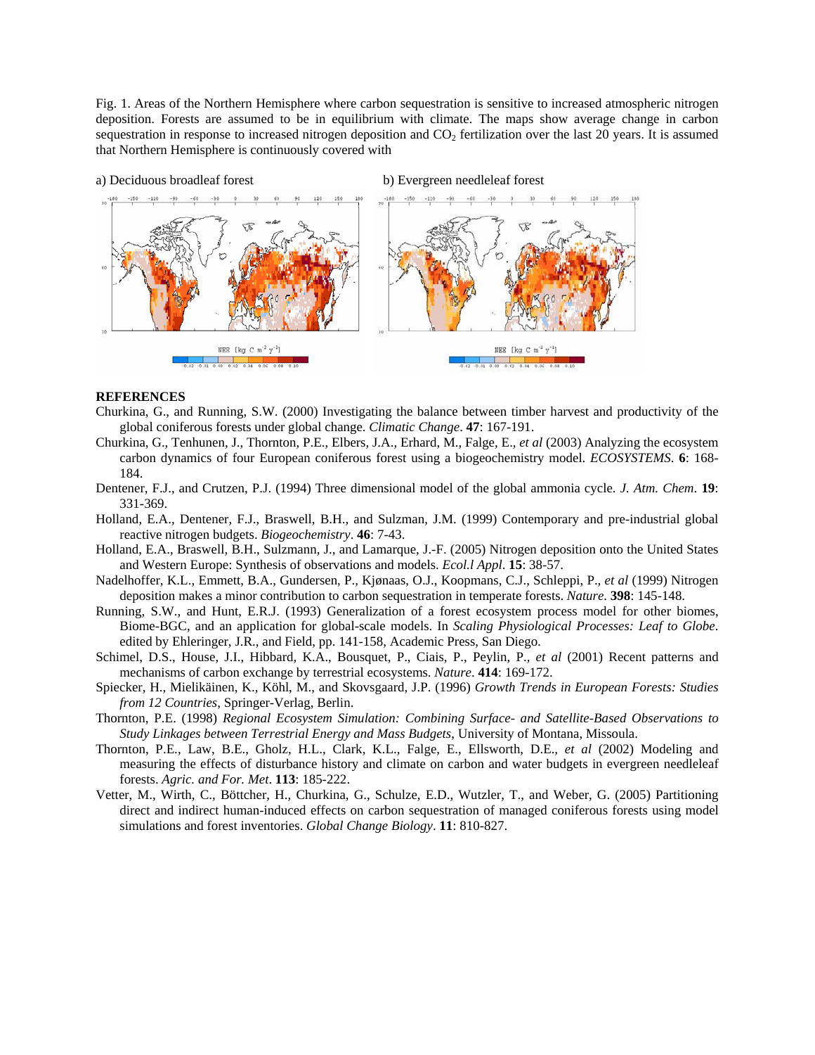Fig. 1. Areas of the Northern Hemisphere where carbon sequestration is sensitive to increased atmospheric nitrogen deposition. Forests are assumed to be in equilibrium with climate. The maps show average change in carbon sequestration in response to increased nitrogen deposition and $CO_2$ fertilization over the last 20 years. It is assumed that Northern Hemisphere is continuously covered with

a) Deciduous broadleaf forest

b) Evergreen needleleaf forest

NEE [kg C m$^{-2}$ y$^{-1}$]

-0.02 -0.01 0.00 0.02 0.04 0.06 0.08 0.10

NEE [kg C m$^{-2}$ y$^{-1}$]

-0.02 -0.01 0.00 0.02 0.04 0.06 0.08 0.10

## REFERENCES

Churkina, G., and Running, S.W. (2000) Investigating the balance between timber harvest and productivity of the global coniferous forests under global change. *Climatic Change*. **47**: 167-191.

Churkina, G., Tenhunen, J., Thornton, P.E., Elbers, J.A., Erhard, M., Falge, E., *et al* (2003) Analyzing the ecosystem carbon dynamics of four European coniferous forest using a biogeochemistry model. *ECOSYSTEMS*. **6**: 168-184.

Dentener, F.J., and Crutzen, P.J. (1994) Three dimensional model of the global ammonia cycle. *J. Atm. Chem*. **19**: 331-369.

Holland, E.A., Dentener, F.J., Braswell, B.H., and Sulzman, J.M. (1999) Contemporary and pre-industrial global reactive nitrogen budgets. *Biogeochemistry*. **46**: 7-43.

Holland, E.A., Braswell, B.H., Sulzmann, J., and Lamarque, J.-F. (2005) Nitrogen deposition onto the United States and Western Europe: Synthesis of observations and models. *Ecol.l Appl*. **15**: 38-57.

Nadelhoffer, K.L., Emmett, B.A., Gundersen, P., Kjønaas, O.J., Koopmans, C.J., Schleppi, P., *et al* (1999) Nitrogen deposition makes a minor contribution to carbon sequestration in temperate forests. *Nature*. **398**: 145-148.

Running, S.W., and Hunt, E.R.J. (1993) Generalization of a forest ecosystem process model for other biomes, Biome-BGC, and an application for global-scale models. In *Scaling Physiological Processes: Leaf to Globe*. edited by Ehleringer, J.R., and Field, pp. 141-158, Academic Press, San Diego.

Schimel, D.S., House, J.I., Hibbard, K.A., Bousquet, P., Ciais, P., Peylin, P., *et al* (2001) Recent patterns and mechanisms of carbon exchange by terrestrial ecosystems. *Nature*. **414**: 169-172.

Spiecker, H., Mielikäinen, K., Köhl, M., and Skovsgaard, J.P. (1996) *Growth Trends in European Forests: Studies from 12 Countries*, Springer-Verlag, Berlin.

Thornton, P.E. (1998) *Regional Ecosystem Simulation: Combining Surface- and Satellite-Based Observations to Study Linkages between Terrestrial Energy and Mass Budgets*, University of Montana, Missoula.

Thornton, P.E., Law, B.E., Gholz, H.L., Clark, K.L., Falge, E., Ellsworth, D.E., *et al* (2002) Modeling and measuring the effects of disturbance history and climate on carbon and water budgets in evergreen needleleaf forests. *Agric. and For. Met*. **113**: 185-222.

Vetter, M., Wirth, C., Böttcher, H., Churkina, G., Schulze, E.D., Wutzler, T., and Weber, G. (2005) Partitioning direct and indirect human-induced effects on carbon sequestration of managed coniferous forests using model simulations and forest inventories. *Global Change Biology*. **11**: 810-827.